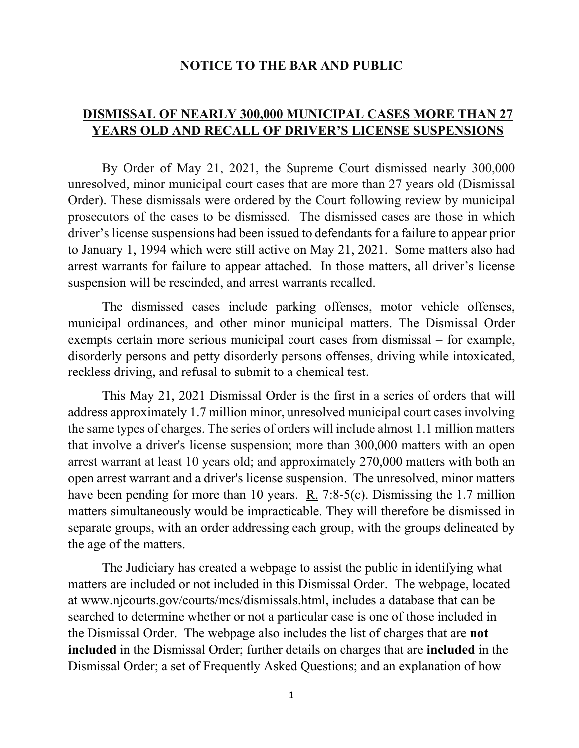# NOTICE TO THE BAR AND PUBLIC

## DISMISSAL OF NEARLY 300,000 MUNICIPAL CASES MORE THAN 27 YEARS OLD AND RECALL OF DRIVER'S LICENSE SUSPENSIONS

By Order of May 21, 2021, the Supreme Court dismissed nearly 300,000 unresolved, minor municipal court cases that are more than 27 years old (Dismissal Order). These dismissals were ordered by the Court following review by municipal prosecutors of the cases to be dismissed. The dismissed cases are those in which driver's license suspensions had been issued to defendants for a failure to appear prior to January 1, 1994 which were still active on May 21, 2021. Some matters also had arrest warrants for failure to appear attached. In those matters, all driver's license suspension will be rescinded, and arrest warrants recalled.

The dismissed cases include parking offenses, motor vehicle offenses, municipal ordinances, and other minor municipal matters. The Dismissal Order exempts certain more serious municipal court cases from dismissal – for example, disorderly persons and petty disorderly persons offenses, driving while intoxicated, reckless driving, and refusal to submit to a chemical test.

This May 21, 2021 Dismissal Order is the first in a series of orders that will address approximately 1.7 million minor, unresolved municipal court cases involving the same types of charges. The series of orders will include almost 1.1 million matters that involve a driver's license suspension; more than 300,000 matters with an open arrest warrant at least 10 years old; and approximately 270,000 matters with both an open arrest warrant and a driver's license suspension. The unresolved, minor matters have been pending for more than 10 years. R. 7:8-5(c). Dismissing the 1.7 million matters simultaneously would be impracticable. They will therefore be dismissed in separate groups, with an order addressing each group, with the groups delineated by the age of the matters.

The Judiciary has created a webpage to assist the public in identifying what matters are included or not included in this Dismissal Order. The webpage, located at www.njcourts.gov/courts/mcs/dismissals.html, includes a database that can be searched to determine whether or not a particular case is one of those included in the Dismissal Order. The webpage also includes the list of charges that are **not included** in the Dismissal Order; further details on charges that are **included** in the Dismissal Order; a set of Frequently Asked Questions; and an explanation of how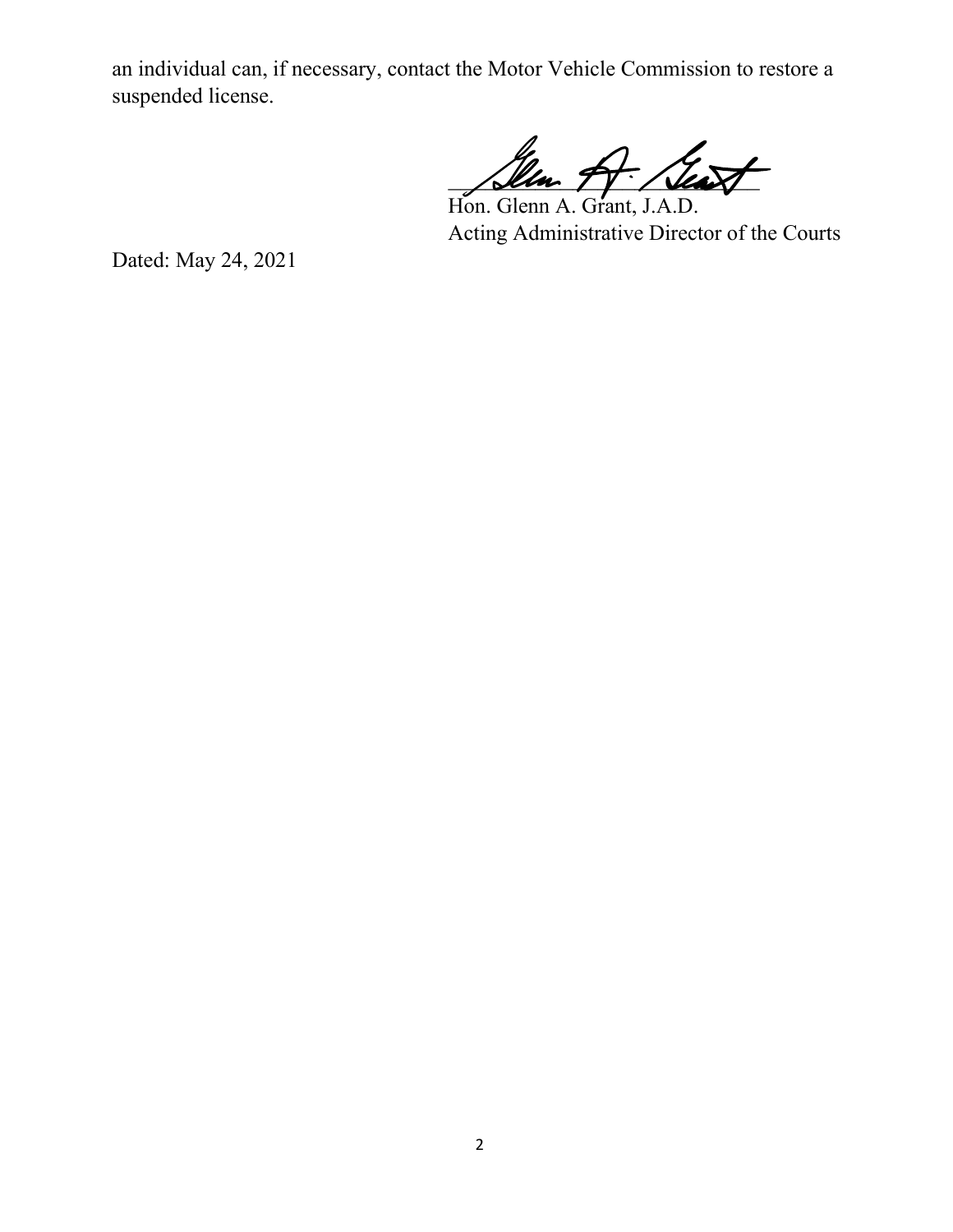an individual can, if necessary, contact the Motor Vehicle Commission to restore a suspended license.

Hon. Glenn A. Grant, J.A.D.
Acting Administrative Director of the Courts

Dated: May 24, 2021